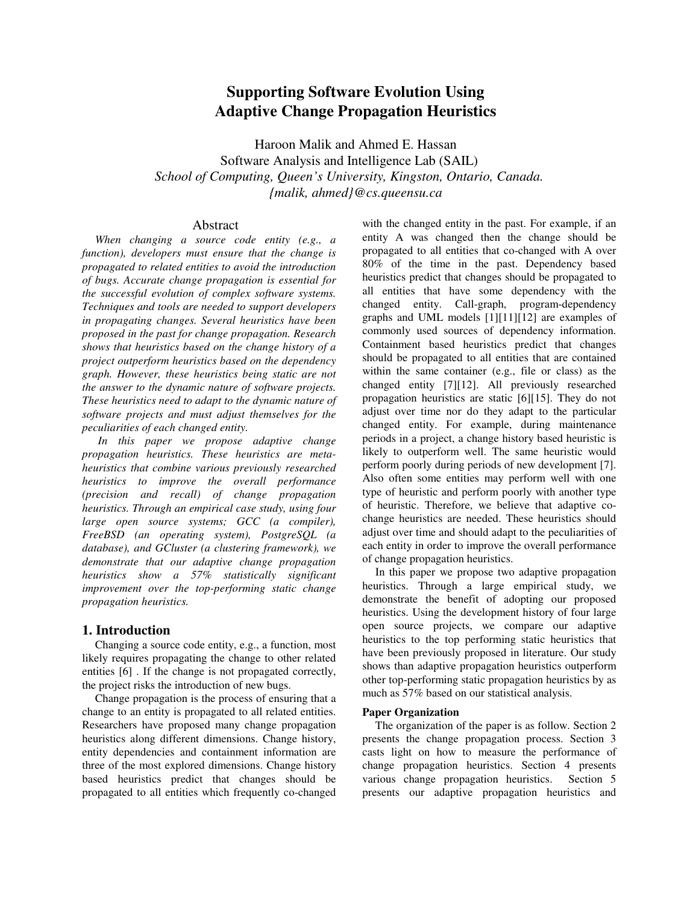# Supporting Software Evolution Using Adaptive Change Propagation Heuristics

Haroon Malik and Ahmed E. Hassan
Software Analysis and Intelligence Lab (SAIL)
*School of Computing, Queen's University, Kingston, Ontario, Canada.*
*{malik, ahmed}@cs.queensu.ca*

## Abstract

*When changing a source code entity (e.g., a function), developers must ensure that the change is propagated to related entities to avoid the introduction of bugs. Accurate change propagation is essential for the successful evolution of complex software systems. Techniques and tools are needed to support developers in propagating changes. Several heuristics have been proposed in the past for change propagation. Research shows that heuristics based on the change history of a project outperform heuristics based on the dependency graph. However, these heuristics being static are not the answer to the dynamic nature of software projects. These heuristics need to adapt to the dynamic nature of software projects and must adjust themselves for the peculiarities of each changed entity.*

*In this paper we propose adaptive change propagation heuristics. These heuristics are meta-heuristics that combine various previously researched heuristics to improve the overall performance (precision and recall) of change propagation heuristics. Through an empirical case study, using four large open source systems; GCC (a compiler), FreeBSD (an operating system), PostgreSQL (a database), and GCluster (a clustering framework), we demonstrate that our adaptive change propagation heuristics show a 57% statistically significant improvement over the top-performing static change propagation heuristics.*

## 1. Introduction

Changing a source code entity, e.g., a function, most likely requires propagating the change to other related entities [6] . If the change is not propagated correctly, the project risks the introduction of new bugs.

Change propagation is the process of ensuring that a change to an entity is propagated to all related entities. Researchers have proposed many change propagation heuristics along different dimensions. Change history, entity dependencies and containment information are three of the most explored dimensions. Change history based heuristics predict that changes should be propagated to all entities which frequently co-changed with the changed entity in the past. For example, if an entity A was changed then the change should be propagated to all entities that co-changed with A over 80% of the time in the past. Dependency based heuristics predict that changes should be propagated to all entities that have some dependency with the changed entity. Call-graph, program-dependency graphs and UML models [1][11][12] are examples of commonly used sources of dependency information. Containment based heuristics predict that changes should be propagated to all entities that are contained within the same container (e.g., file or class) as the changed entity [7][12]. All previously researched propagation heuristics are static [6][15]. They do not adjust over time nor do they adapt to the particular changed entity. For example, during maintenance periods in a project, a change history based heuristic is likely to outperform well. The same heuristic would perform poorly during periods of new development [7]. Also often some entities may perform well with one type of heuristic and perform poorly with another type of heuristic. Therefore, we believe that adaptive co-change heuristics are needed. These heuristics should adjust over time and should adapt to the peculiarities of each entity in order to improve the overall performance of change propagation heuristics.

In this paper we propose two adaptive propagation heuristics. Through a large empirical study, we demonstrate the benefit of adopting our proposed heuristics. Using the development history of four large open source projects, we compare our adaptive heuristics to the top performing static heuristics that have been previously proposed in literature. Our study shows than adaptive propagation heuristics outperform other top-performing static propagation heuristics by as much as 57% based on our statistical analysis.

**Paper Organization**

The organization of the paper is as follow. Section 2 presents the change propagation process. Section 3 casts light on how to measure the performance of change propagation heuristics. Section 4 presents various change propagation heuristics. Section 5 presents our adaptive propagation heuristics and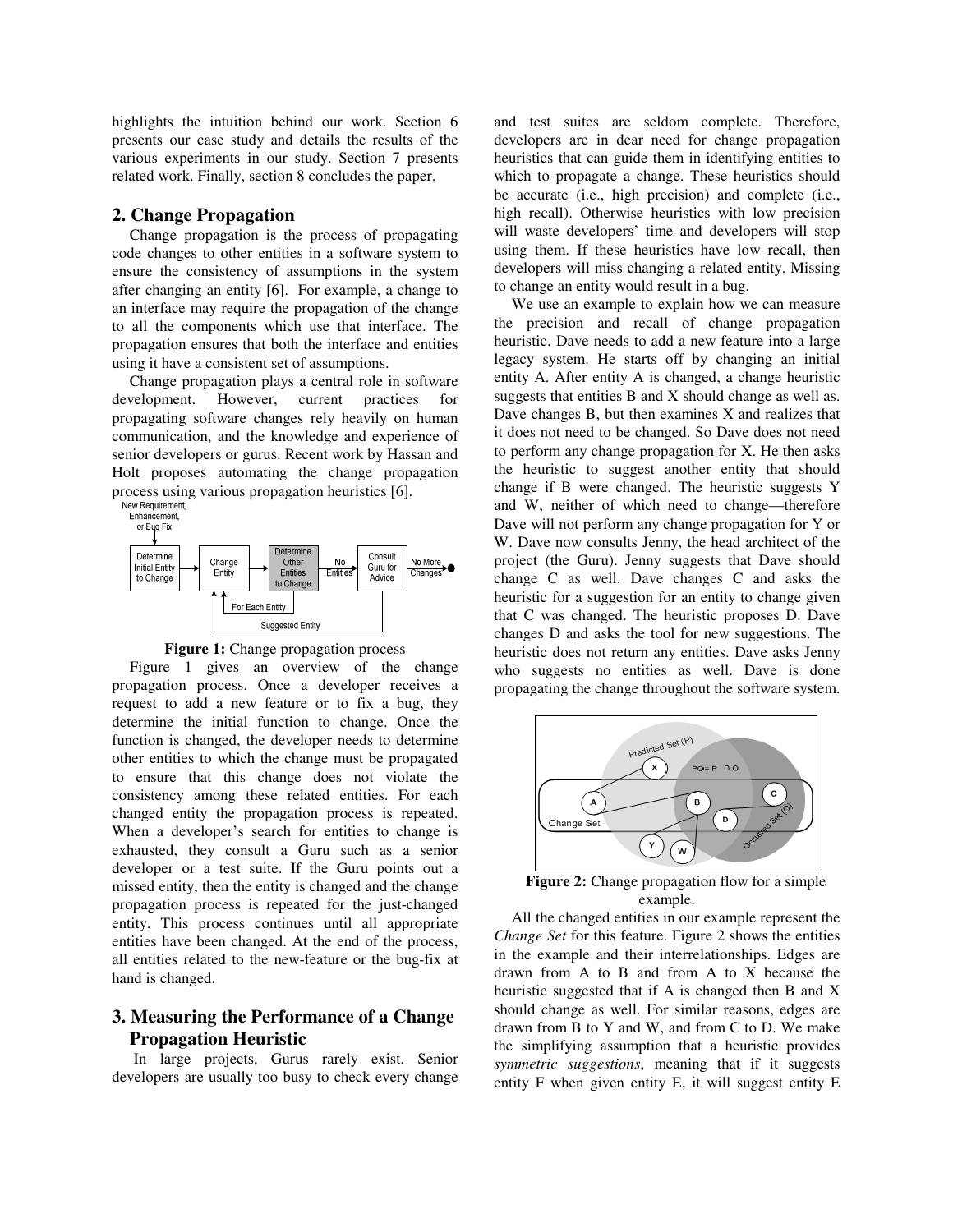highlights the intuition behind our work. Section 6 presents our case study and details the results of the various experiments in our study. Section 7 presents related work. Finally, section 8 concludes the paper.

## 2. Change Propagation

Change propagation is the process of propagating code changes to other entities in a software system to ensure the consistency of assumptions in the system after changing an entity [6]. For example, a change to an interface may require the propagation of the change to all the components which use that interface. The propagation ensures that both the interface and entities using it have a consistent set of assumptions.

Change propagation plays a central role in software development. However, current practices for propagating software changes rely heavily on human communication, and the knowledge and experience of senior developers or gurus. Recent work by Hassan and Holt proposes automating the change propagation process using various propagation heuristics [6].

New Requirement, Enhancement, or Bug Fix

Determine Initial Entity to Change

Change Entity

Determine Other Entities to Change

No Entities

Consult Guru for Advice

No More Changes

For Each Entity

Suggested Entity

**Figure 1:** Change propagation process

Figure 1 gives an overview of the change propagation process. Once a developer receives a request to add a new feature or to fix a bug, they determine the initial function to change. Once the function is changed, the developer needs to determine other entities to which the change must be propagated to ensure that this change does not violate the consistency among these related entities. For each changed entity the propagation process is repeated. When a developer's search for entities to change is exhausted, they consult a Guru such as a senior developer or a test suite. If the Guru points out a missed entity, then the entity is changed and the change propagation process is repeated for the just-changed entity. This process continues until all appropriate entities have been changed. At the end of the process, all entities related to the new-feature or the bug-fix at hand is changed.

## 3. Measuring the Performance of a Change Propagation Heuristic

In large projects, Gurus rarely exist. Senior developers are usually too busy to check every change and test suites are seldom complete. Therefore, developers are in dear need for change propagation heuristics that can guide them in identifying entities to which to propagate a change. These heuristics should be accurate (i.e., high precision) and complete (i.e., high recall). Otherwise heuristics with low precision will waste developers' time and developers will stop using them. If these heuristics have low recall, then developers will miss changing a related entity. Missing to change an entity would result in a bug.

We use an example to explain how we can measure the precision and recall of change propagation heuristic. Dave needs to add a new feature into a large legacy system. He starts off by changing an initial entity A. After entity A is changed, a change heuristic suggests that entities B and X should change as well as. Dave changes B, but then examines X and realizes that it does not need to be changed. So Dave does not need to perform any change propagation for X. He then asks the heuristic to suggest another entity that should change if B were changed. The heuristic suggests Y and W, neither of which need to change—therefore Dave will not perform any change propagation for Y or W. Dave now consults Jenny, the head architect of the project (the Guru). Jenny suggests that Dave should change C as well. Dave changes C and asks the heuristic for a suggestion for an entity to change given that C was changed. The heuristic proposes D. Dave changes D and asks the tool for new suggestions. The heuristic does not return any entities. Dave asks Jenny who suggests no entities as well. Dave is done propagating the change throughout the software system.

Predicted Set (P)

X

$PO = P \cap O$

A

B

C

D

Change Set

Occurred Set (O)

Y

W

**Figure 2:** Change propagation flow for a simple example.

All the changed entities in our example represent the *Change Set* for this feature. Figure 2 shows the entities in the example and their interrelationships. Edges are drawn from A to B and from A to X because the heuristic suggested that if A is changed then B and X should change as well. For similar reasons, edges are drawn from B to Y and W, and from C to D. We make the simplifying assumption that a heuristic provides *symmetric suggestions*, meaning that if it suggests entity F when given entity E, it will suggest entity E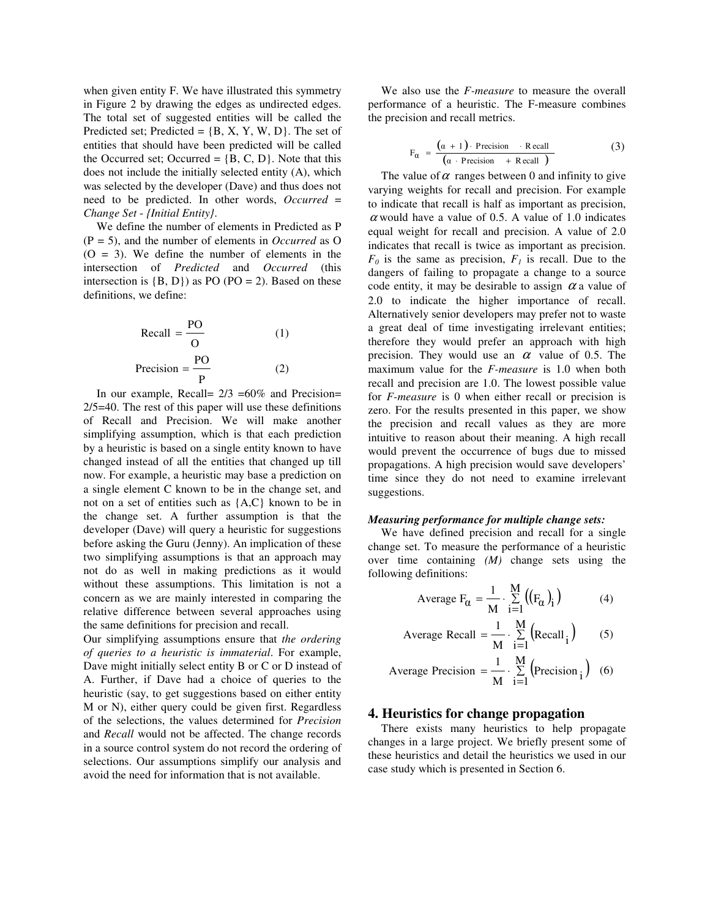when given entity F. We have illustrated this symmetry in Figure 2 by drawing the edges as undirected edges. The total set of suggested entities will be called the Predicted set; Predicted = {B, X, Y, W, D}. The set of entities that should have been predicted will be called the Occurred set; Occurred = {B, C, D}. Note that this does not include the initially selected entity (A), which was selected by the developer (Dave) and thus does not need to be predicted. In other words, *Occurred = Change Set - {Initial Entity}*.

We define the number of elements in Predicted as P (P = 5), and the number of elements in *Occurred* as O (O = 3). We define the number of elements in the intersection of *Predicted* and *Occurred* (this intersection is {B, D}) as PO (PO = 2). Based on these definitions, we define:

$$\text{Recall} = \frac{PO}{O} \qquad (1)$$

$$\text{Precision} = \frac{PO}{P} \qquad (2)$$

In our example, Recall= 2/3 =60% and Precision= 2/5=40. The rest of this paper will use these definitions of Recall and Precision. We will make another simplifying assumption, which is that each prediction by a heuristic is based on a single entity known to have changed instead of all the entities that changed up till now. For example, a heuristic may base a prediction on a single element C known to be in the change set, and not on a set of entities such as {A,C} known to be in the change set. A further assumption is that the developer (Dave) will query a heuristic for suggestions before asking the Guru (Jenny). An implication of these two simplifying assumptions is that an approach may not do as well in making predictions as it would without these assumptions. This limitation is not a concern as we are mainly interested in comparing the relative difference between several approaches using the same definitions for precision and recall.

Our simplifying assumptions ensure that *the ordering of queries to a heuristic is immaterial*. For example, Dave might initially select entity B or C or D instead of A. Further, if Dave had a choice of queries to the heuristic (say, to get suggestions based on either entity M or N), either query could be given first. Regardless of the selections, the values determined for *Precision* and *Recall* would not be affected. The change records in a source control system do not record the ordering of selections. Our assumptions simplify our analysis and avoid the need for information that is not available.

We also use the *F-measure* to measure the overall performance of a heuristic. The F-measure combines the precision and recall metrics.

$$F_\alpha = \frac{(\alpha + 1) \cdot \text{Precision} \cdot \text{Recall}}{(\alpha \cdot \text{Precision} + \text{Recall})} \qquad (3)$$

The value of $\alpha$ ranges between 0 and infinity to give varying weights for recall and precision. For example to indicate that recall is half as important as precision, $\alpha$ would have a value of 0.5. A value of 1.0 indicates equal weight for recall and precision. A value of 2.0 indicates that recall is twice as important as precision. $F_0$ is the same as precision, $F_I$ is recall. Due to the dangers of failing to propagate a change to a source code entity, it may be desirable to assign $\alpha$ a value of 2.0 to indicate the higher importance of recall. Alternatively senior developers may prefer not to waste a great deal of time investigating irrelevant entities; therefore they would prefer an approach with high precision. They would use an $\alpha$ value of 0.5. The maximum value for the *F-measure* is 1.0 when both recall and precision are 1.0. The lowest possible value for *F-measure* is 0 when either recall or precision is zero. For the results presented in this paper, we show the precision and recall values as they are more intuitive to reason about their meaning. A high recall would prevent the occurrence of bugs due to missed propagations. A high precision would save developers' time since they do not need to examine irrelevant suggestions.

***Measuring performance for multiple change sets:***

We have defined precision and recall for a single change set. To measure the performance of a heuristic over time containing *(M)* change sets using the following definitions:

$$\text{Average } F_\alpha = \frac{1}{M} \cdot \sum_{i=1}^{M} \left( (F_\alpha)_i \right) \qquad (4)$$

$$\text{Average Recall} = \frac{1}{M} \cdot \sum_{i=1}^{M} \left( \text{Recall}_i \right) \qquad (5)$$

$$\text{Average Precision} = \frac{1}{M} \cdot \sum_{i=1}^{M} \left( \text{Precision}_i \right) \qquad (6)$$

## 4. Heuristics for change propagation

There exists many heuristics to help propagate changes in a large project. We briefly present some of these heuristics and detail the heuristics we used in our case study which is presented in Section 6.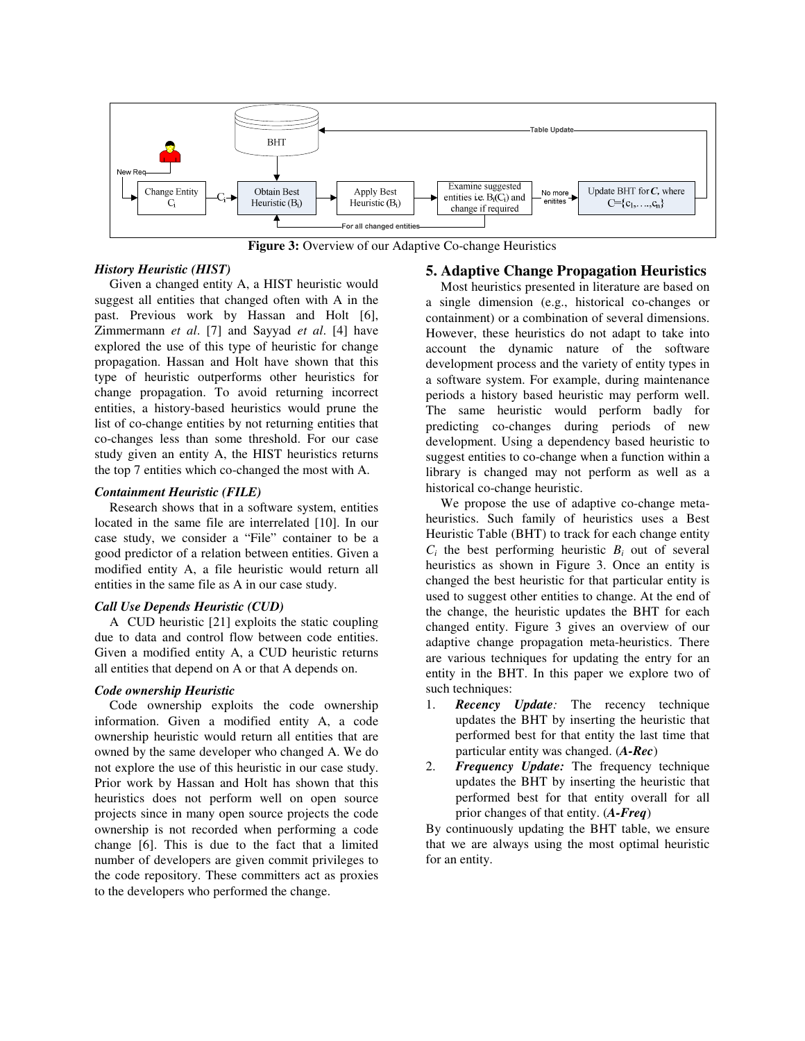Figure 3: Overview of our Adaptive Co-change Heuristics

### History Heuristic (HIST)

Given a changed entity A, a HIST heuristic would suggest all entities that changed often with A in the past. Previous work by Hassan and Holt [6], Zimmermann *et al*. [7] and Sayyad *et al*. [4] have explored the use of this type of heuristic for change propagation. Hassan and Holt have shown that this type of heuristic outperforms other heuristics for change propagation. To avoid returning incorrect entities, a history-based heuristics would prune the list of co-change entities by not returning entities that co-changes less than some threshold. For our case study given an entity A, the HIST heuristics returns the top 7 entities which co-changed the most with A.

### Containment Heuristic (FILE)

Research shows that in a software system, entities located in the same file are interrelated [10]. In our case study, we consider a "File" container to be a good predictor of a relation between entities. Given a modified entity A, a file heuristic would return all entities in the same file as A in our case study.

### Call Use Depends Heuristic (CUD)

A CUD heuristic [21] exploits the static coupling due to data and control flow between code entities. Given a modified entity A, a CUD heuristic returns all entities that depend on A or that A depends on.

### Code ownership Heuristic

Code ownership exploits the code ownership information. Given a modified entity A, a code ownership heuristic would return all entities that are owned by the same developer who changed A. We do not explore the use of this heuristic in our case study. Prior work by Hassan and Holt has shown that this heuristics does not perform well on open source projects since in many open source projects the code ownership is not recorded when performing a code change [6]. This is due to the fact that a limited number of developers are given commit privileges to the code repository. These committers act as proxies to the developers who performed the change.

## 5. Adaptive Change Propagation Heuristics

Most heuristics presented in literature are based on a single dimension (e.g., historical co-changes or containment) or a combination of several dimensions. However, these heuristics do not adapt to take into account the dynamic nature of the software development process and the variety of entity types in a software system. For example, during maintenance periods a history based heuristic may perform well. The same heuristic would perform badly for predicting co-changes during periods of new development. Using a dependency based heuristic to suggest entities to co-change when a function within a library is changed may not perform as well as a historical co-change heuristic.

We propose the use of adaptive co-change meta-heuristics. Such family of heuristics uses a Best Heuristic Table (BHT) to track for each change entity $C_i$ the best performing heuristic $B_i$ out of several heuristics as shown in Figure 3. Once an entity is changed the best heuristic for that particular entity is used to suggest other entities to change. At the end of the change, the heuristic updates the BHT for each changed entity. Figure 3 gives an overview of our adaptive change propagation meta-heuristics. There are various techniques for updating the entry for an entity in the BHT. In this paper we explore two of such techniques:

1. ***Recency Update:*** The recency technique updates the BHT by inserting the heuristic that performed best for that entity the last time that particular entity was changed. (***A-Rec***)
2. ***Frequency Update:*** The frequency technique updates the BHT by inserting the heuristic that performed best for that entity overall for all prior changes of that entity. (***A-Freq***)

By continuously updating the BHT table, we ensure that we are always using the most optimal heuristic for an entity.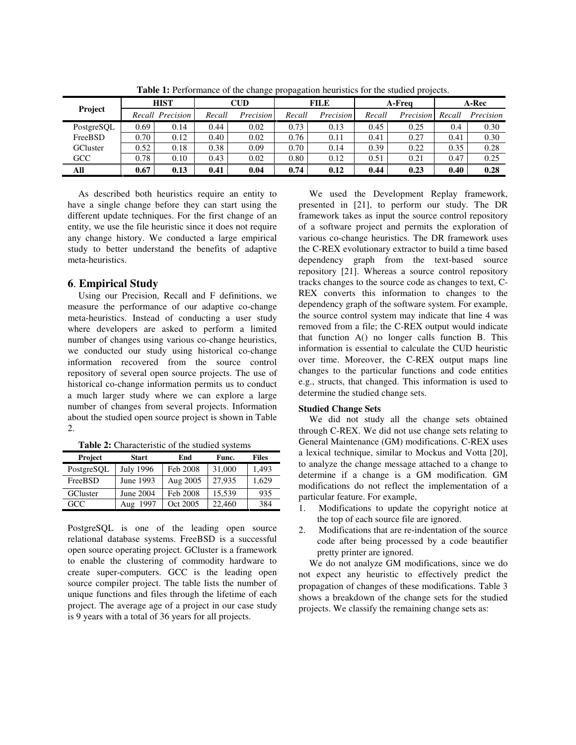**Table 1:** Performance of the change propagation heuristics for the studied projects.

| Project | HIST | | CUD | | FILE | | A-Freq | | A-Rec | |
|---|---|---|---|---|---|---|---|---|---|---|
| | *Recall* | *Precision* | *Recall* | *Precision* | *Recall* | *Precision* | *Recall* | *Precision* | *Recall* | *Precision* |
| PostgreSQL | 0.69 | 0.14 | 0.44 | 0.02 | 0.73 | 0.13 | 0.45 | 0.25 | 0.4 | 0.30 |
| FreeBSD | 0.70 | 0.12 | 0.40 | 0.02 | 0.76 | 0.11 | 0.41 | 0.27 | 0.41 | 0.30 |
| GCluster | 0.52 | 0.18 | 0.38 | 0.09 | 0.70 | 0.14 | 0.39 | 0.22 | 0.35 | 0.28 |
| GCC | 0.78 | 0.10 | 0.43 | 0.02 | 0.80 | 0.12 | 0.51 | 0.21 | 0.47 | 0.25 |
| **All** | **0.67** | **0.13** | **0.41** | **0.04** | **0.74** | **0.12** | **0.44** | **0.23** | **0.40** | **0.28** |

As described both heuristics require an entity to have a single change before they can start using the different update techniques. For the first change of an entity, we use the file heuristic since it does not require any change history. We conducted a large empirical study to better understand the benefits of adaptive meta-heuristics.

## 6. Empirical Study

Using our Precision, Recall and F definitions, we measure the performance of our adaptive co-change meta-heuristics. Instead of conducting a user study where developers are asked to perform a limited number of changes using various co-change heuristics, we conducted our study using historical co-change information recovered from the source control repository of several open source projects. The use of historical co-change information permits us to conduct a much larger study where we can explore a large number of changes from several projects. Information about the studied open source project is shown in Table 2.

**Table 2:** Characteristic of the studied systems

| Project | Start | End | Func. | Files |
|---|---|---|---|---|
| PostgreSQL | July 1996 | Feb 2008 | 31,000 | 1,493 |
| FreeBSD | June 1993 | Aug 2005 | 27,935 | 1,629 |
| GCluster | June 2004 | Feb 2008 | 15,539 | 935 |
| GCC | Aug 1997 | Oct 2005 | 22,460 | 384 |

PostgreSQL is one of the leading open source relational database systems. FreeBSD is a successful open source operating project. GCluster is a framework to enable the clustering of commodity hardware to create super-computers. GCC is the leading open source compiler project. The table lists the number of unique functions and files through the lifetime of each project. The average age of a project in our case study is 9 years with a total of 36 years for all projects.

We used the Development Replay framework, presented in [21], to perform our study. The DR framework takes as input the source control repository of a software project and permits the exploration of various co-change heuristics. The DR framework uses the C-REX evolutionary extractor to build a time based dependency graph from the text-based source repository [21]. Whereas a source control repository tracks changes to the source code as changes to text, C-REX converts this information to changes to the dependency graph of the software system. For example, the source control system may indicate that line 4 was removed from a file; the C-REX output would indicate that function A() no longer calls function B. This information is essential to calculate the CUD heuristic over time. Moreover, the C-REX output maps line changes to the particular functions and code entities e.g., structs, that changed. This information is used to determine the studied change sets.

**Studied Change Sets**

We did not study all the change sets obtained through C-REX. We did not use change sets relating to General Maintenance (GM) modifications. C-REX uses a lexical technique, similar to Mockus and Votta [20], to analyze the change message attached to a change to determine if a change is a GM modification. GM modifications do not reflect the implementation of a particular feature. For example,

1. Modifications to update the copyright notice at the top of each source file are ignored.
2. Modifications that are re-indentation of the source code after being processed by a code beautifier pretty printer are ignored.

We do not analyze GM modifications, since we do not expect any heuristic to effectively predict the propagation of changes of these modifications. Table 3 shows a breakdown of the change sets for the studied projects. We classify the remaining change sets as: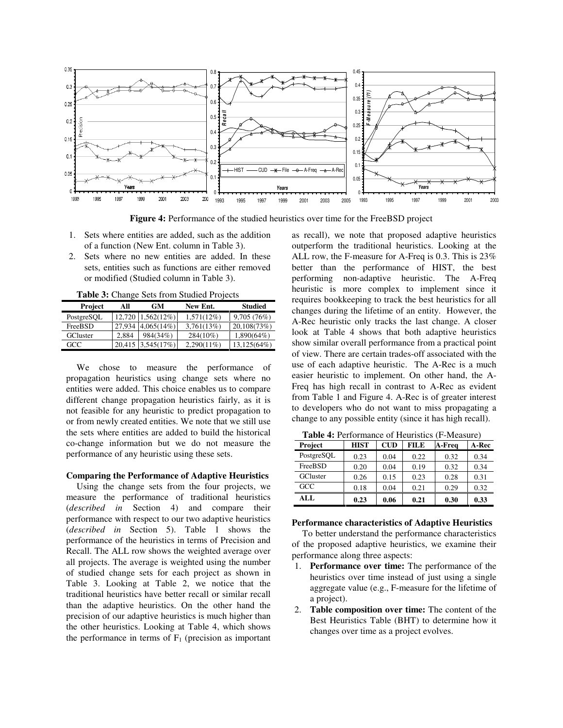**Figure 4:** Performance of the studied heuristics over time for the FreeBSD project

1. Sets where entities are added, such as the addition of a function (New Ent. column in Table 3).
2. Sets where no new entities are added. In these sets, entities such as functions are either removed or modified (Studied column in Table 3).

**Table 3:** Change Sets from Studied Projects

| Project | All | GM | New Ent. | Studied |
|---|---|---|---|---|
| PostgreSQL | 12,720 | 1,562(12%) | 1,571(12%) | 9,705 (76%) |
| FreeBSD | 27,934 | 4,065(14%) | 3,761(13%) | 20,108(73%) |
| GCluster | 2,884 | 984(34%) | 284(10%) | 1,890(64%) |
| GCC | 20,415 | 3,545(17%) | 2,290(11%) | 13,125(64%) |

We chose to measure the performance of propagation heuristics using change sets where no entities were added. This choice enables us to compare different change propagation heuristics fairly, as it is not feasible for any heuristic to predict propagation to or from newly created entities. We note that we still use the sets where entities are added to build the historical co-change information but we do not measure the performance of any heuristic using these sets.

**Comparing the Performance of Adaptive Heuristics**

Using the change sets from the four projects, we measure the performance of traditional heuristics (*described in* Section 4) and compare their performance with respect to our two adaptive heuristics (*described in* Section 5). Table 1 shows the performance of the heuristics in terms of Precision and Recall. The ALL row shows the weighted average over all projects. The average is weighted using the number of studied change sets for each project as shown in Table 3. Looking at Table 2, we notice that the traditional heuristics have better recall or similar recall than the adaptive heuristics. On the other hand the precision of our adaptive heuristics is much higher than the other heuristics. Looking at Table 4, which shows the performance in terms of $F_1$ (precision as important as recall), we note that proposed adaptive heuristics outperform the traditional heuristics. Looking at the ALL row, the F-measure for A-Freq is 0.3. This is 23% better than the performance of HIST, the best performing non-adaptive heuristic. The A-Freq heuristic is more complex to implement since it requires bookkeeping to track the best heuristics for all changes during the lifetime of an entity. However, the A-Rec heuristic only tracks the last change. A closer look at Table 4 shows that both adaptive heuristics show similar overall performance from a practical point of view. There are certain trades-off associated with the use of each adaptive heuristic. The A-Rec is a much easier heuristic to implement. On other hand, the A-Freq has high recall in contrast to A-Rec as evident from Table 1 and Figure 4. A-Rec is of greater interest to developers who do not want to miss propagating a change to any possible entity (since it has high recall).

**Table 4:** Performance of Heuristics (F-Measure)

| Project | HIST | CUD | FILE | A-Freq | A-Rec |
|---|---|---|---|---|---|
| PostgreSQL | 0.23 | 0.04 | 0.22 | 0.32 | 0.34 |
| FreeBSD | 0.20 | 0.04 | 0.19 | 0.32 | 0.34 |
| GCluster | 0.26 | 0.15 | 0.23 | 0.28 | 0.31 |
| GCC | 0.18 | 0.04 | 0.21 | 0.29 | 0.32 |
| **ALL** | **0.23** | **0.06** | **0.21** | **0.30** | **0.33** |

**Performance characteristics of Adaptive Heuristics**

To better understand the performance characteristics of the proposed adaptive heuristics, we examine their performance along three aspects:

1. **Performance over time:** The performance of the heuristics over time instead of just using a single aggregate value (e.g., F-measure for the lifetime of a project).
2. **Table composition over time:** The content of the Best Heuristics Table (BHT) to determine how it changes over time as a project evolves.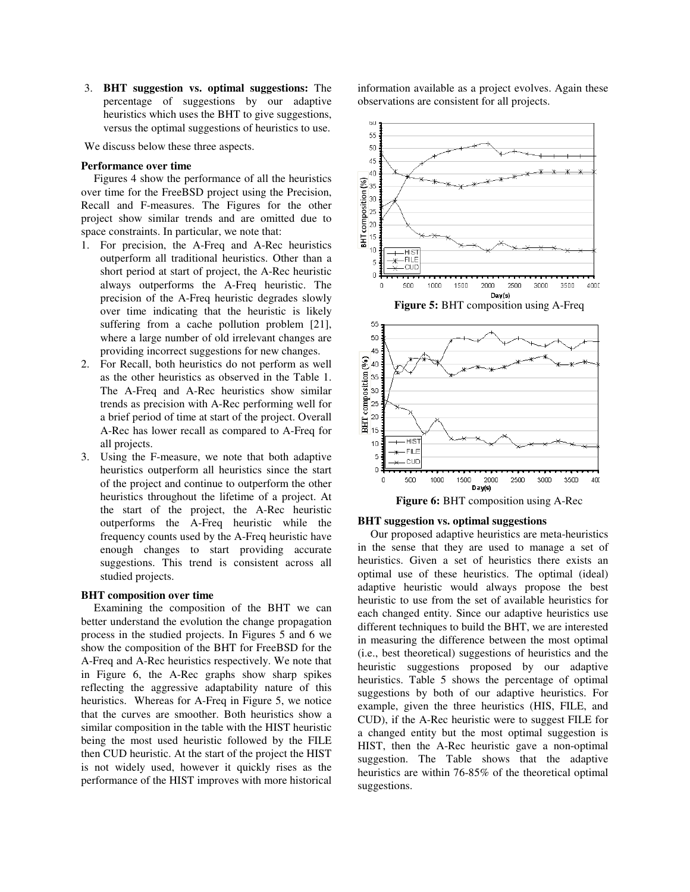3. **BHT suggestion vs. optimal suggestions:** The percentage of suggestions by our adaptive heuristics which uses the BHT to give suggestions, versus the optimal suggestions of heuristics to use.

We discuss below these three aspects.

**Performance over time**

Figures 4 show the performance of all the heuristics over time for the FreeBSD project using the Precision, Recall and F-measures. The Figures for the other project show similar trends and are omitted due to space constraints. In particular, we note that:

1. For precision, the A-Freq and A-Rec heuristics outperform all traditional heuristics. Other than a short period at start of project, the A-Rec heuristic always outperforms the A-Freq heuristic. The precision of the A-Freq heuristic degrades slowly over time indicating that the heuristic is likely suffering from a cache pollution problem [21], where a large number of old irrelevant changes are providing incorrect suggestions for new changes.
2. For Recall, both heuristics do not perform as well as the other heuristics as observed in the Table 1. The A-Freq and A-Rec heuristics show similar trends as precision with A-Rec performing well for a brief period of time at start of the project. Overall A-Rec has lower recall as compared to A-Freq for all projects.
3. Using the F-measure, we note that both adaptive heuristics outperform all heuristics since the start of the project and continue to outperform the other heuristics throughout the lifetime of a project. At the start of the project, the A-Rec heuristic outperforms the A-Freq heuristic while the frequency counts used by the A-Freq heuristic have enough changes to start providing accurate suggestions. This trend is consistent across all studied projects.

**BHT composition over time**

Examining the composition of the BHT we can better understand the evolution the change propagation process in the studied projects. In Figures 5 and 6 we show the composition of the BHT for FreeBSD for the A-Freq and A-Rec heuristics respectively. We note that in Figure 6, the A-Rec graphs show sharp spikes reflecting the aggressive adaptability nature of this heuristics. Whereas for A-Freq in Figure 5, we notice that the curves are smoother. Both heuristics show a similar composition in the table with the HIST heuristic being the most used heuristic followed by the FILE then CUD heuristic. At the start of the project the HIST is not widely used, however it quickly rises as the performance of the HIST improves with more historical information available as a project evolves. Again these observations are consistent for all projects.

**Figure 5:** BHT composition using A-Freq

**Figure 6:** BHT composition using A-Rec

**BHT suggestion vs. optimal suggestions**

Our proposed adaptive heuristics are meta-heuristics in the sense that they are used to manage a set of heuristics. Given a set of heuristics there exists an optimal use of these heuristics. The optimal (ideal) adaptive heuristic would always propose the best heuristic to use from the set of available heuristics for each changed entity. Since our adaptive heuristics use different techniques to build the BHT, we are interested in measuring the difference between the most optimal (i.e., best theoretical) suggestions of heuristics and the heuristic suggestions proposed by our adaptive heuristics. Table 5 shows the percentage of optimal suggestions by both of our adaptive heuristics. For example, given the three heuristics (HIS, FILE, and CUD), if the A-Rec heuristic were to suggest FILE for a changed entity but the most optimal suggestion is HIST, then the A-Rec heuristic gave a non-optimal suggestion. The Table shows that the adaptive heuristics are within 76-85% of the theoretical optimal suggestions.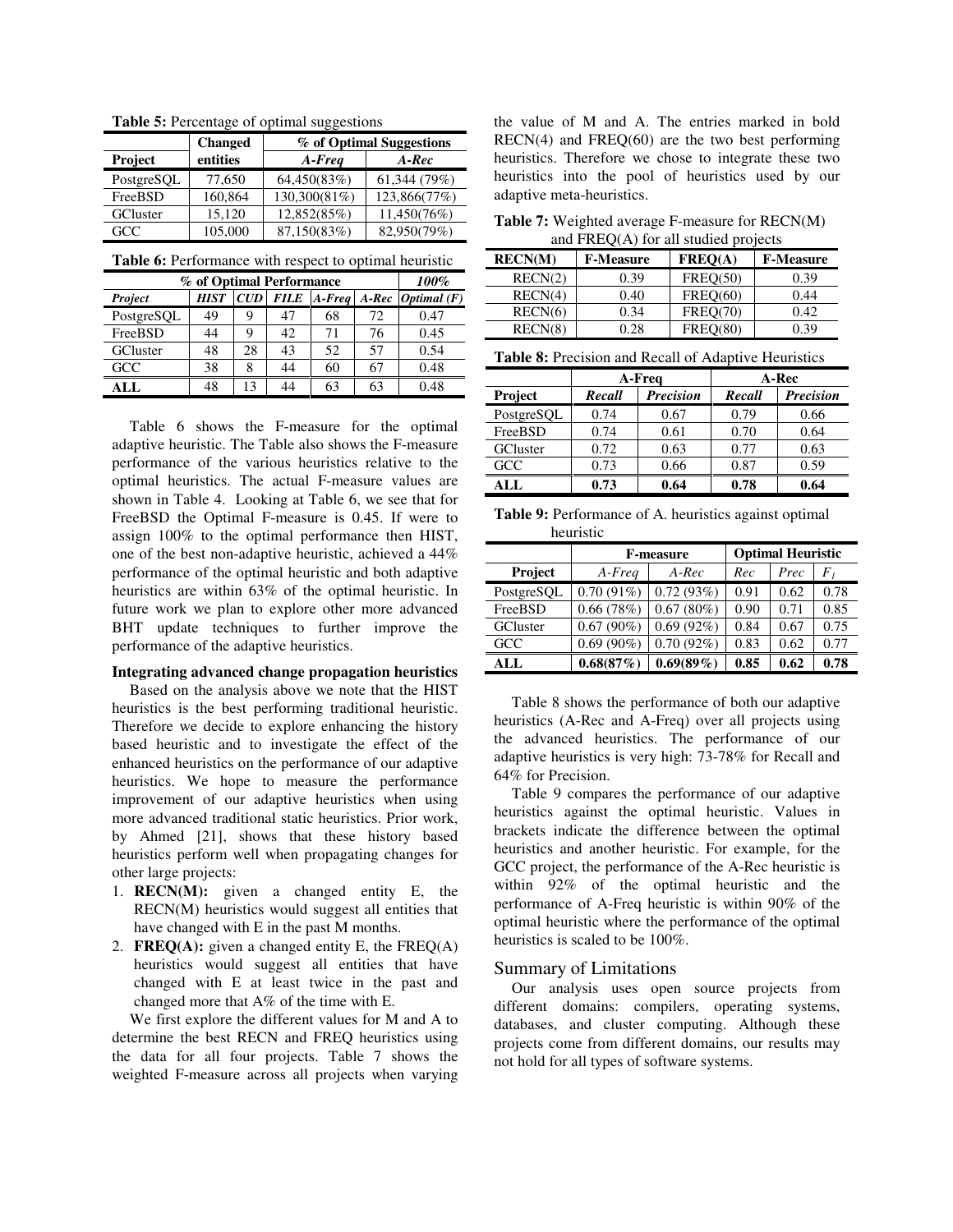**Table 5:** Percentage of optimal suggestions

| Project | Changed entities | % of Optimal Suggestions | |
|---|---|---|---|
| | | *A-Freq* | *A-Rec* |
| PostgreSQL | 77,650 | 64,450(83%) | 61,344 (79%) |
| FreeBSD | 160,864 | 130,300(81%) | 123,866(77%) |
| GCluster | 15,120 | 12,852(85%) | 11,450(76%) |
| GCC | 105,000 | 87,150(83%) | 82,950(79%) |

**Table 6:** Performance with respect to optimal heuristic

| | % of Optimal Performance | | | | | 100% |
|---|---|---|---|---|---|---|
| *Project* | *HIST* | *CUD* | *FILE* | *A-Freq* | *A-Rec* | *Optimal (F)* |
| PostgreSQL | 49 | 9 | 47 | 68 | 72 | 0.47 |
| FreeBSD | 44 | 9 | 42 | 71 | 76 | 0.45 |
| GCluster | 48 | 28 | 43 | 52 | 57 | 0.54 |
| GCC | 38 | 8 | 44 | 60 | 67 | 0.48 |
| **ALL** | 48 | 13 | 44 | 63 | 63 | 0.48 |

Table 6 shows the F-measure for the optimal adaptive heuristic. The Table also shows the F-measure performance of the various heuristics relative to the optimal heuristics. The actual F-measure values are shown in Table 4. Looking at Table 6, we see that for FreeBSD the Optimal F-measure is 0.45. If were to assign 100% to the optimal performance then HIST, one of the best non-adaptive heuristic, achieved a 44% performance of the optimal heuristic and both adaptive heuristics are within 63% of the optimal heuristic. In future work we plan to explore other more advanced BHT update techniques to further improve the performance of the adaptive heuristics.

**Integrating advanced change propagation heuristics**

Based on the analysis above we note that the HIST heuristics is the best performing traditional heuristic. Therefore we decide to explore enhancing the history based heuristic and to investigate the effect of the enhanced heuristics on the performance of our adaptive heuristics. We hope to measure the performance improvement of our adaptive heuristics when using more advanced traditional static heuristics. Prior work, by Ahmed [21], shows that these history based heuristics perform well when propagating changes for other large projects:

1. **RECN(M):** given a changed entity E, the RECN(M) heuristics would suggest all entities that have changed with E in the past M months.
2. **FREQ(A):** given a changed entity E, the FREQ(A) heuristics would suggest all entities that have changed with E at least twice in the past and changed more that A% of the time with E.

We first explore the different values for M and A to determine the best RECN and FREQ heuristics using the data for all four projects. Table 7 shows the weighted F-measure across all projects when varying the value of M and A. The entries marked in bold RECN(4) and FREQ(60) are the two best performing heuristics. Therefore we chose to integrate these two heuristics into the pool of heuristics used by our adaptive meta-heuristics.

**Table 7:** Weighted average F-measure for RECN(M) and FREQ(A) for all studied projects

| RECN(M) | F-Measure | FREQ(A) | F-Measure |
|---|---|---|---|
| RECN(2) | 0.39 | FREQ(50) | 0.39 |
| RECN(4) | 0.40 | FREQ(60) | 0.44 |
| RECN(6) | 0.34 | FREQ(70) | 0.42 |
| RECN(8) | 0.28 | FREQ(80) | 0.39 |

**Table 8:** Precision and Recall of Adaptive Heuristics

| Project | A-Freq | | A-Rec | |
|---|---|---|---|---|
| | *Recall* | *Precision* | *Recall* | *Precision* |
| PostgreSQL | 0.74 | 0.67 | 0.79 | 0.66 |
| FreeBSD | 0.74 | 0.61 | 0.70 | 0.64 |
| GCluster | 0.72 | 0.63 | 0.77 | 0.63 |
| GCC | 0.73 | 0.66 | 0.87 | 0.59 |
| **ALL** | **0.73** | **0.64** | **0.78** | **0.64** |

**Table 9:** Performance of A. heuristics against optimal heuristic

| Project | F-measure | | Optimal Heuristic | | |
|---|---|---|---|---|---|
| | *A-Freq* | *A-Rec* | *Rec* | *Prec* | $F_1$ |
| PostgreSQL | 0.70 (91%) | 0.72 (93%) | 0.91 | 0.62 | 0.78 |
| FreeBSD | 0.66 (78%) | 0.67 (80%) | 0.90 | 0.71 | 0.85 |
| GCluster | 0.67 (90%) | 0.69 (92%) | 0.84 | 0.67 | 0.75 |
| GCC | 0.69 (90%) | 0.70 (92%) | 0.83 | 0.62 | 0.77 |
| **ALL** | **0.68(87%)** | **0.69(89%)** | **0.85** | **0.62** | **0.78** |

Table 8 shows the performance of both our adaptive heuristics (A-Rec and A-Freq) over all projects using the advanced heuristics. The performance of our adaptive heuristics is very high: 73-78% for Recall and 64% for Precision.

Table 9 compares the performance of our adaptive heuristics against the optimal heuristic. Values in brackets indicate the difference between the optimal heuristics and another heuristic. For example, for the GCC project, the performance of the A-Rec heuristic is within 92% of the optimal heuristic and the performance of A-Freq heuristic is within 90% of the optimal heuristic where the performance of the optimal heuristics is scaled to be 100%.

## Summary of Limitations

Our analysis uses open source projects from different domains: compilers, operating systems, databases, and cluster computing. Although these projects come from different domains, our results may not hold for all types of software systems.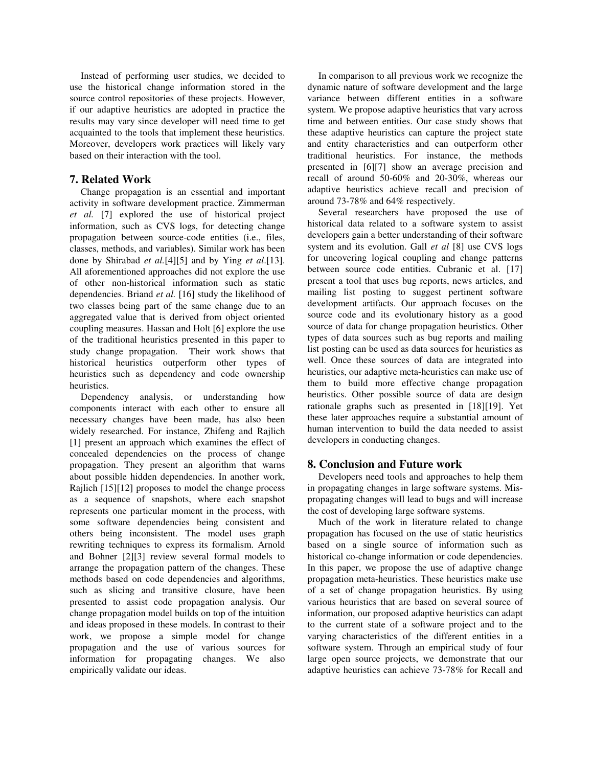Instead of performing user studies, we decided to use the historical change information stored in the source control repositories of these projects. However, if our adaptive heuristics are adopted in practice the results may vary since developer will need time to get acquainted to the tools that implement these heuristics. Moreover, developers work practices will likely vary based on their interaction with the tool.

## 7. Related Work

Change propagation is an essential and important activity in software development practice. Zimmerman *et al.* [7] explored the use of historical project information, such as CVS logs, for detecting change propagation between source-code entities (i.e., files, classes, methods, and variables). Similar work has been done by Shirabad *et al.*[4][5] and by Ying *et al.*[13]. All aforementioned approaches did not explore the use of other non-historical information such as static dependencies. Briand *et al.* [16] study the likelihood of two classes being part of the same change due to an aggregated value that is derived from object oriented coupling measures. Hassan and Holt [6] explore the use of the traditional heuristics presented in this paper to study change propagation. Their work shows that historical heuristics outperform other types of heuristics such as dependency and code ownership heuristics.

Dependency analysis, or understanding how components interact with each other to ensure all necessary changes have been made, has also been widely researched. For instance, Zhifeng and Rajlich [1] present an approach which examines the effect of concealed dependencies on the process of change propagation. They present an algorithm that warns about possible hidden dependencies. In another work, Rajlich [15][12] proposes to model the change process as a sequence of snapshots, where each snapshot represents one particular moment in the process, with some software dependencies being consistent and others being inconsistent. The model uses graph rewriting techniques to express its formalism. Arnold and Bohner [2][3] review several formal models to arrange the propagation pattern of the changes. These methods based on code dependencies and algorithms, such as slicing and transitive closure, have been presented to assist code propagation analysis. Our change propagation model builds on top of the intuition and ideas proposed in these models. In contrast to their work, we propose a simple model for change propagation and the use of various sources for information for propagating changes. We also empirically validate our ideas.

In comparison to all previous work we recognize the dynamic nature of software development and the large variance between different entities in a software system. We propose adaptive heuristics that vary across time and between entities. Our case study shows that these adaptive heuristics can capture the project state and entity characteristics and can outperform other traditional heuristics. For instance, the methods presented in [6][7] show an average precision and recall of around 50-60% and 20-30%, whereas our adaptive heuristics achieve recall and precision of around 73-78% and 64% respectively.

Several researchers have proposed the use of historical data related to a software system to assist developers gain a better understanding of their software system and its evolution. Gall *et al* [8] use CVS logs for uncovering logical coupling and change patterns between source code entities. Cubranic et al. [17] present a tool that uses bug reports, news articles, and mailing list posting to suggest pertinent software development artifacts. Our approach focuses on the source code and its evolutionary history as a good source of data for change propagation heuristics. Other types of data sources such as bug reports and mailing list posting can be used as data sources for heuristics as well. Once these sources of data are integrated into heuristics, our adaptive meta-heuristics can make use of them to build more effective change propagation heuristics. Other possible source of data are design rationale graphs such as presented in [18][19]. Yet these later approaches require a substantial amount of human intervention to build the data needed to assist developers in conducting changes.

## 8. Conclusion and Future work

Developers need tools and approaches to help them in propagating changes in large software systems. Mis-propagating changes will lead to bugs and will increase the cost of developing large software systems.

Much of the work in literature related to change propagation has focused on the use of static heuristics based on a single source of information such as historical co-change information or code dependencies. In this paper, we propose the use of adaptive change propagation meta-heuristics. These heuristics make use of a set of change propagation heuristics. By using various heuristics that are based on several source of information, our proposed adaptive heuristics can adapt to the current state of a software project and to the varying characteristics of the different entities in a software system. Through an empirical study of four large open source projects, we demonstrate that our adaptive heuristics can achieve 73-78% for Recall and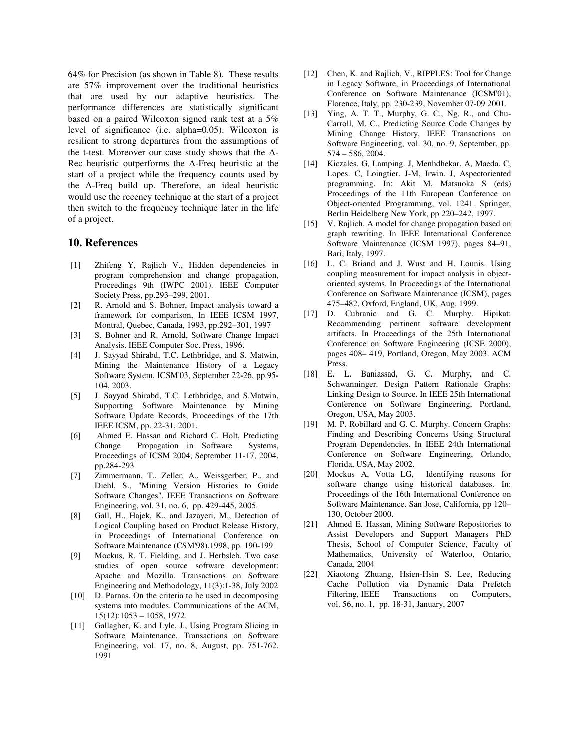64% for Precision (as shown in Table 8). These results are 57% improvement over the traditional heuristics that are used by our adaptive heuristics. The performance differences are statistically significant based on a paired Wilcoxon signed rank test at a 5% level of significance (i.e. alpha=0.05). Wilcoxon is resilient to strong departures from the assumptions of the t-test. Moreover our case study shows that the A-Rec heuristic outperforms the A-Freq heuristic at the start of a project while the frequency counts used by the A-Freq build up. Therefore, an ideal heuristic would use the recency technique at the start of a project then switch to the frequency technique later in the life of a project.

## 10. References

[1] Zhifeng Y, Rajlich V., Hidden dependencies in program comprehension and change propagation, Proceedings 9th (IWPC 2001). IEEE Computer Society Press, pp.293–299, 2001.

[2] R. Arnold and S. Bohner, Impact analysis toward a framework for comparison, In IEEE ICSM 1997, Montral, Quebec, Canada, 1993, pp.292–301, 1997

[3] S. Bohner and R. Arnold, Software Change Impact Analysis. IEEE Computer Soc. Press, 1996.

[4] J. Sayyad Shirabd, T.C. Lethbridge, and S. Matwin, Mining the Maintenance History of a Legacy Software System, ICSM'03, September 22-26, pp.95-104, 2003.

[5] J. Sayyad Shirabd, T.C. Lethbridge, and S.Matwin, Supporting Software Maintenance by Mining Software Update Records, Proceedings of the 17th IEEE ICSM, pp. 22-31, 2001.

[6] Ahmed E. Hassan and Richard C. Holt, Predicting Change Propagation in Software Systems, Proceedings of ICSM 2004, September 11-17, 2004, pp.284-293

[7] Zimmermann, T., Zeller, A., Weissgerber, P., and Diehl, S., "Mining Version Histories to Guide Software Changes", IEEE Transactions on Software Engineering, vol. 31, no. 6, pp. 429-445, 2005.

[8] Gall, H., Hajek, K., and Jazayeri, M., Detection of Logical Coupling based on Product Release History, in Proceedings of International Conference on Software Maintenance (CSM'98),1998, pp. 190-199

[9] Mockus, R. T. Fielding, and J. Herbsleb. Two case studies of open source software development: Apache and Mozilla. Transactions on Software Engineering and Methodology, 11(3):1-38, July 2002

[10] D. Parnas. On the criteria to be used in decomposing systems into modules. Communications of the ACM, 15(12):1053 – 1058, 1972.

[11] Gallagher, K. and Lyle, J., Using Program Slicing in Software Maintenance, Transactions on Software Engineering, vol. 17, no. 8, August, pp. 751-762. 1991

[12] Chen, K. and Rajlich, V., RIPPLES: Tool for Change in Legacy Software, in Proceedings of International Conference on Software Maintenance (ICSM'01), Florence, Italy, pp. 230-239, November 07-09 2001.

[13] Ying, A. T. T., Murphy, G. C., Ng, R., and Chu-Carroll, M. C., Predicting Source Code Changes by Mining Change History, IEEE Transactions on Software Engineering, vol. 30, no. 9, September, pp. 574 – 586, 2004.

[14] Kiczales. G, Lamping. J, Menhdhekar. A, Maeda. C, Lopes. C, Loingtier. J-M, Irwin. J, Aspectoriented programming. In: Akit M, Matsuoka S (eds) Proceedings of the 11th European Conference on Object-oriented Programming, vol. 1241. Springer, Berlin Heidelberg New York, pp 220–242, 1997.

[15] V. Rajlich. A model for change propagation based on graph rewriting. In IEEE International Conference Software Maintenance (ICSM 1997), pages 84–91, Bari, Italy, 1997.

[16] L. C. Briand and J. Wust and H. Lounis. Using coupling measurement for impact analysis in object-oriented systems. In Proceedings of the International Conference on Software Maintenance (ICSM), pages 475–482, Oxford, England, UK, Aug. 1999.

[17] D. Cubranic and G. C. Murphy. Hipikat: Recommending pertinent software development artifacts. In Proceedings of the 25th International Conference on Software Engineering (ICSE 2000), pages 408– 419, Portland, Oregon, May 2003. ACM Press.

[18] E. L. Baniassad, G. C. Murphy, and C. Schwanninger. Design Pattern Rationale Graphs: Linking Design to Source. In IEEE 25th International Conference on Software Engineering, Portland, Oregon, USA, May 2003.

[19] M. P. Robillard and G. C. Murphy. Concern Graphs: Finding and Describing Concerns Using Structural Program Dependencies. In IEEE 24th International Conference on Software Engineering, Orlando, Florida, USA, May 2002.

[20] Mockus A, Votta LG, Identifying reasons for software change using historical databases. In: Proceedings of the 16th International Conference on Software Maintenance. San Jose, California, pp 120–130, October 2000.

[21] Ahmed E. Hassan, Mining Software Repositories to Assist Developers and Support Managers PhD Thesis, School of Computer Science, Faculty of Mathematics, University of Waterloo, Ontario, Canada, 2004

[22] Xiaotong Zhuang, Hsien-Hsin S. Lee, Reducing Cache Pollution via Dynamic Data Prefetch Filtering, IEEE Transactions on Computers, vol. 56, no. 1, pp. 18-31, January, 2007